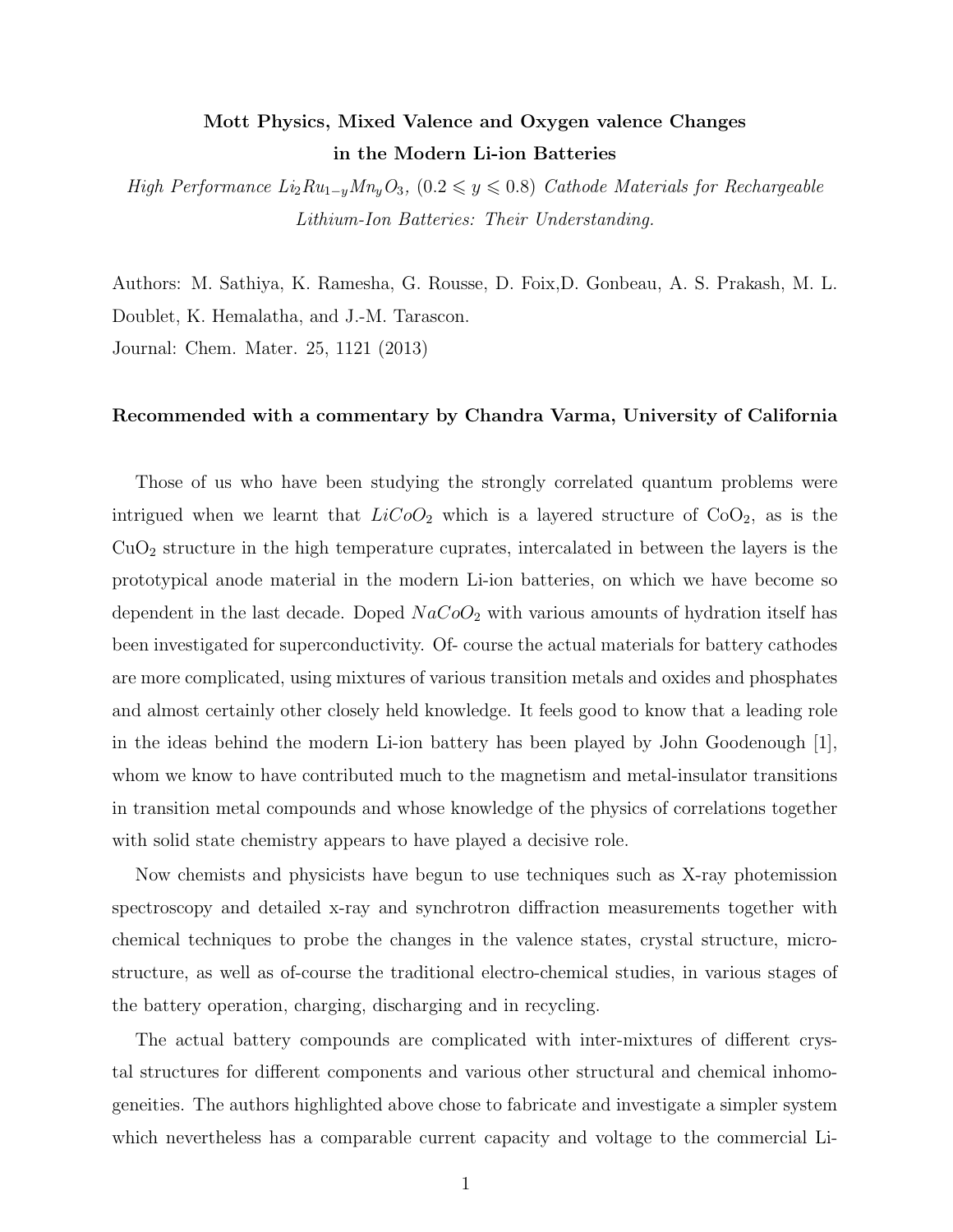**Mott Physics, Mixed Valence and Oxygen valence Changes in the Modern Li-ion Batteries**

*High Performance $Li_2Ru_{1-y}Mn_yO_3$, $(0.2 \leqslant y \leqslant 0.8)$ Cathode Materials for Rechargeable Lithium-Ion Batteries: Their Understanding.*

Authors: M. Sathiya, K. Ramesha, G. Rousse, D. Foix,D. Gonbeau, A. S. Prakash, M. L. Doublet, K. Hemalatha, and J.-M. Tarascon.

Journal: Chem. Mater. 25, 1121 (2013)

**Recommended with a commentary by Chandra Varma, University of California**

Those of us who have been studying the strongly correlated quantum problems were intrigued when we learnt that $LiCoO_2$ which is a layered structure of $CoO_2$, as is the $CuO_2$ structure in the high temperature cuprates, intercalated in between the layers is the prototypical anode material in the modern Li-ion batteries, on which we have become so dependent in the last decade. Doped $NaCoO_2$ with various amounts of hydration itself has been investigated for superconductivity. Of- course the actual materials for battery cathodes are more complicated, using mixtures of various transition metals and oxides and phosphates and almost certainly other closely held knowledge. It feels good to know that a leading role in the ideas behind the modern Li-ion battery has been played by John Goodenough [1], whom we know to have contributed much to the magnetism and metal-insulator transitions in transition metal compounds and whose knowledge of the physics of correlations together with solid state chemistry appears to have played a decisive role.

Now chemists and physicists have begun to use techniques such as X-ray photemission spectroscopy and detailed x-ray and synchrotron diffraction measurements together with chemical techniques to probe the changes in the valence states, crystal structure, micro-structure, as well as of-course the traditional electro-chemical studies, in various stages of the battery operation, charging, discharging and in recycling.

The actual battery compounds are complicated with inter-mixtures of different crystal structures for different components and various other structural and chemical inhomogeneities. The authors highlighted above chose to fabricate and investigate a simpler system which nevertheless has a comparable current capacity and voltage to the commercial Li-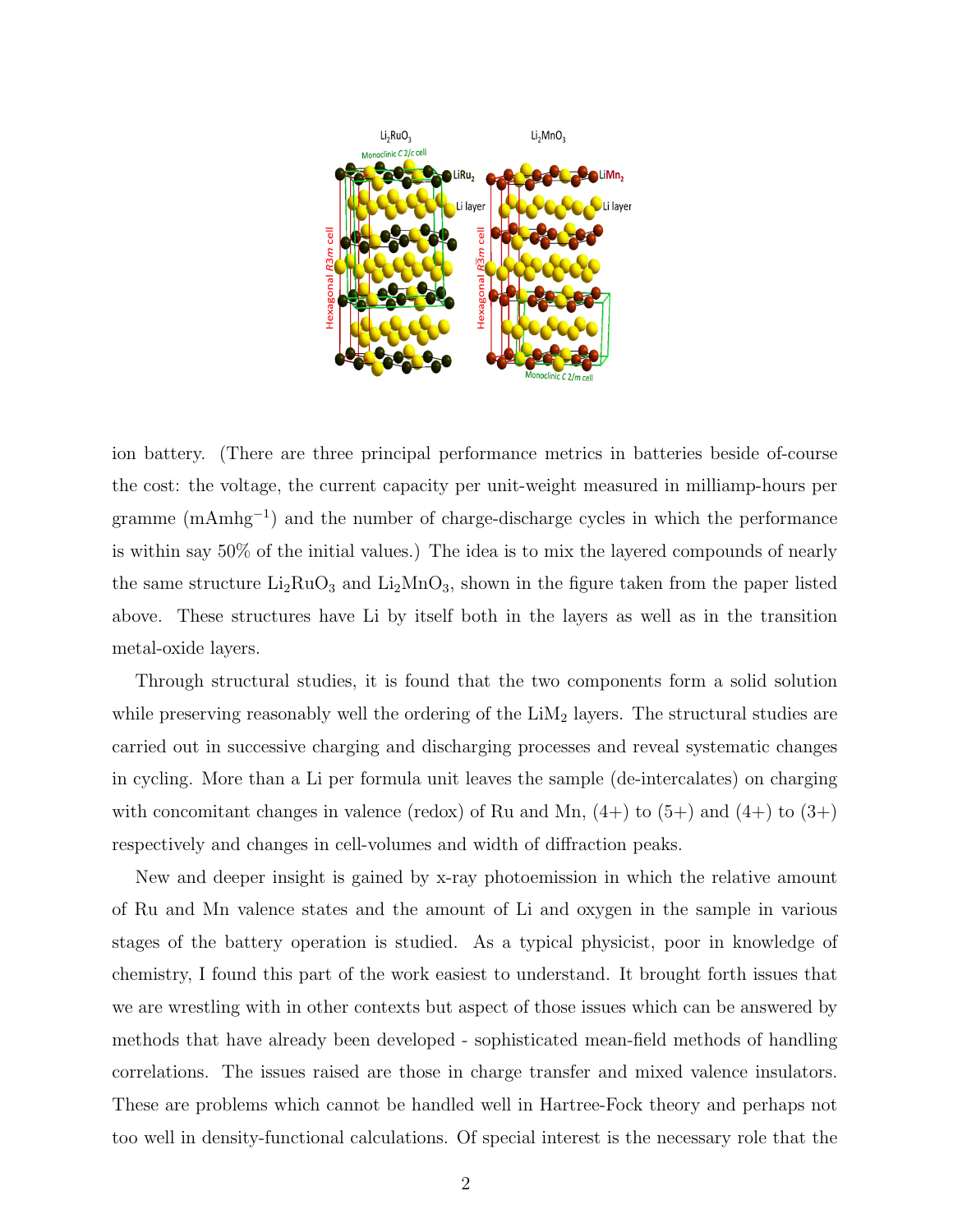ion battery. (There are three principal performance metrics in batteries beside of-course the cost: the voltage, the current capacity per unit-weight measured in milliamp-hours per gramme ($mAmhg^{-1}$) and the number of charge-discharge cycles in which the performance is within say 50% of the initial values.) The idea is to mix the layered compounds of nearly the same structure $Li_2RuO_3$ and $Li_2MnO_3$, shown in the figure taken from the paper listed above. These structures have Li by itself both in the layers as well as in the transition metal-oxide layers.

Through structural studies, it is found that the two components form a solid solution while preserving reasonably well the ordering of the $LiM_2$ layers. The structural studies are carried out in successive charging and discharging processes and reveal systematic changes in cycling. More than a Li per formula unit leaves the sample (de-intercalates) on charging with concomitant changes in valence (redox) of Ru and Mn, (4+) to (5+) and (4+) to (3+) respectively and changes in cell-volumes and width of diffraction peaks.

New and deeper insight is gained by x-ray photoemission in which the relative amount of Ru and Mn valence states and the amount of Li and oxygen in the sample in various stages of the battery operation is studied. As a typical physicist, poor in knowledge of chemistry, I found this part of the work easiest to understand. It brought forth issues that we are wrestling with in other contexts but aspect of those issues which can be answered by methods that have already been developed - sophisticated mean-field methods of handling correlations. The issues raised are those in charge transfer and mixed valence insulators. These are problems which cannot be handled well in Hartree-Fock theory and perhaps not too well in density-functional calculations. Of special interest is the necessary role that the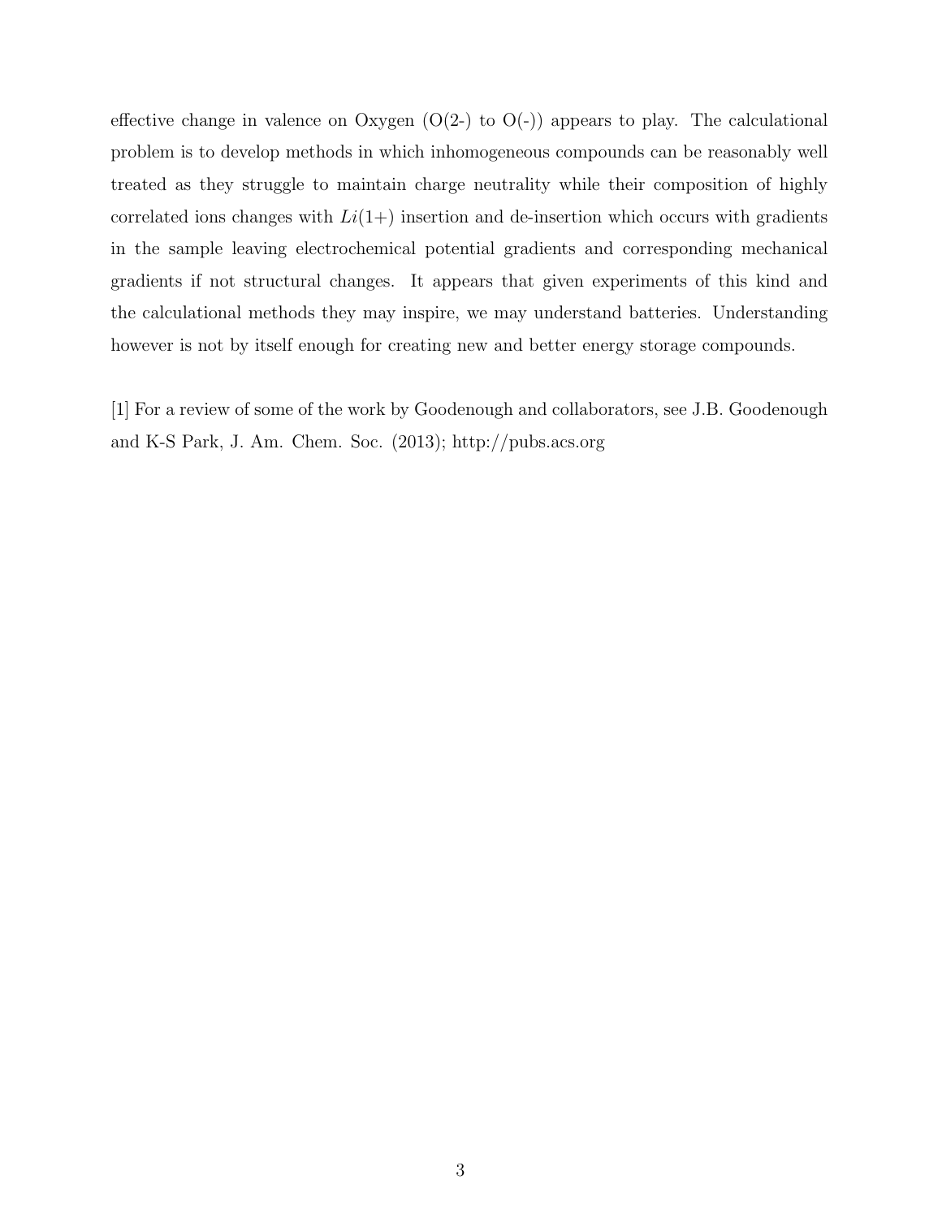effective change in valence on Oxygen (O(2-) to O(-)) appears to play. The calculational problem is to develop methods in which inhomogeneous compounds can be reasonably well treated as they struggle to maintain charge neutrality while their composition of highly correlated ions changes with $Li(1+)$ insertion and de-insertion which occurs with gradients in the sample leaving electrochemical potential gradients and corresponding mechanical gradients if not structural changes. It appears that given experiments of this kind and the calculational methods they may inspire, we may understand batteries. Understanding however is not by itself enough for creating new and better energy storage compounds.

[1] For a review of some of the work by Goodenough and collaborators, see J.B. Goodenough and K-S Park, J. Am. Chem. Soc. (2013); http://pubs.acs.org